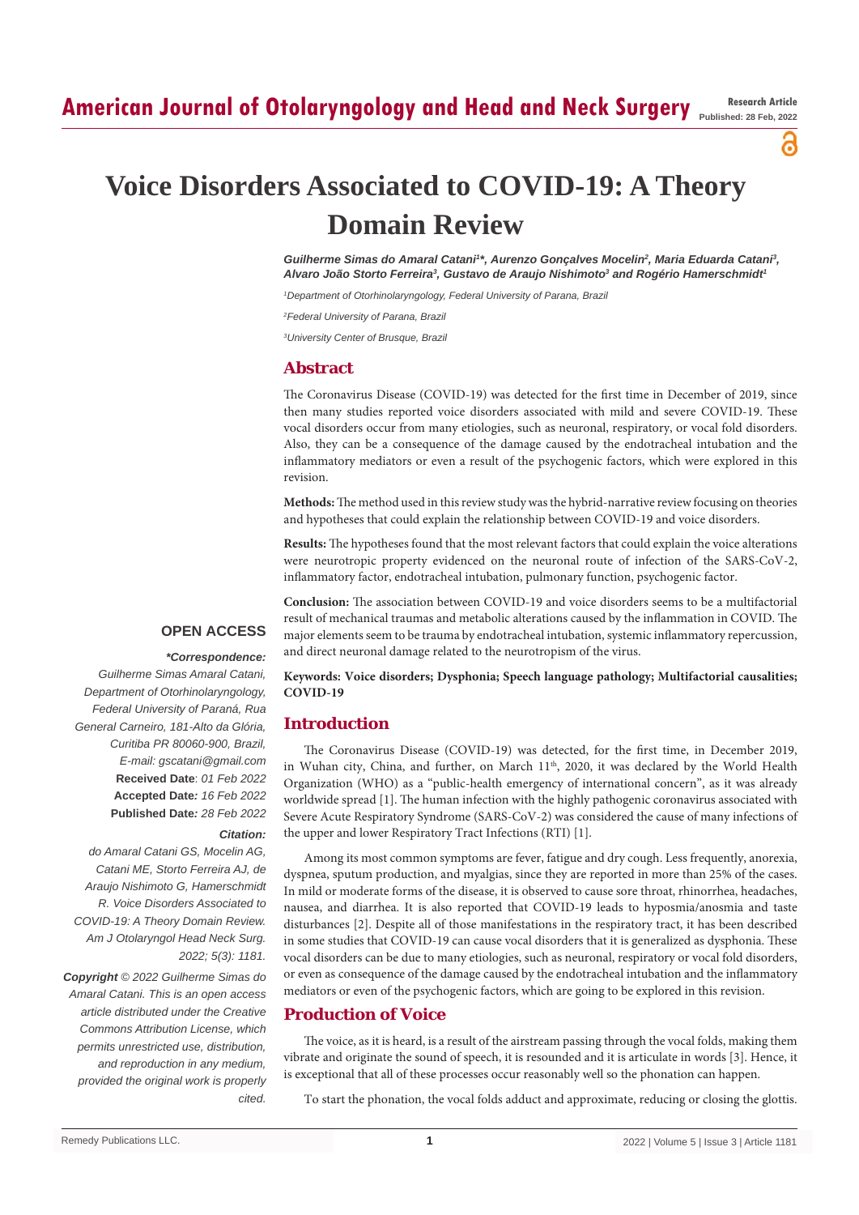Research Article

# Voice Disorders Associated to COVID-19: A Theory Domain Review

*Guilherme Simas do Amaral Catani[1]*, Aurenzo Gonçalves Mocelin[2], Maria Eduarda Catani[3], Alvaro João Storto Ferreira[3], Gustavo de Araujo Nishimoto[3] and Rogério Hamerschmidt[1]*

[1]Department of Otorhinolaryngology, Federal University of Paraná, Brazil

[2]Federal University of Parana, Brazil

[3]University Center of Brusque, Brazil

## Abstract

The Coronavirus Disease (COVID-19) was detected for the first time in December of 2019, since then many studies reported voice disorders associated with mild and severe COVID-19. These vocal disorders occur from many etiologies, such as neuronal, respiratory, or vocal fold disorders. Also, they can be a consequence of the damage caused by the endotracheal intubation and the inflammatory mediators or even a result of the psychogenic factors, which were explored in this revision.

**Methods:** The method used in this review study was the hybrid-narrative review focusing on theories and hypotheses that could explain the relationship between COVID-19 and voice disorders.

**Results:** The hypotheses found that the most relevant factors that could explain the voice alterations were neurotropic property evidenced on the neuronal route of infection of the SARS-CoV-2, inflammatory factor, endotracheal intubation, pulmonary function, psychogenic factor.

**Conclusion:** The association between COVID-19 and voice disorders seems to be a multifactorial result of mechanical traumas and metabolic alterations caused by the inflammation in COVID. The major elements seem to be trauma by endotracheal intubation, systemic inflammatory repercussion, and direct neuronal damage related to the neurotropism of the virus.

**Keywords: Voice disorders; Dysphonia; Speech language pathology; Multifactorial causalities; COVID-19**

**OPEN ACCESS**

***Correspondence:***

*Guilherme Simas Amaral Catani, Department of Otorhinolaryngology, Federal University of Paraná, Rua General Carneiro, 181-Alto da Glória, Curitiba PR 80060-900, Brazil,*

*E-mail: gscatani@gmail.com*

**Received Date**: *01 Feb 2022*

**Accepted Date***: 16 Feb 2022*

**Published Date***: 28 Feb 2022*

***Citation:***

*do Amaral Catani GS, Mocelin AG, Catani ME, Storto Ferreira AJ, de Araujo Nishimoto G, Hamerschmidt R. Voice Disorders Associated to COVID-19: A Theory Domain Review. Am J Otolaryngol Head Neck Surg. 2022; 5(3): 1181.*

***Copyright** © 2022 Guilherme Simas do Amaral Catani. This is an open access article distributed under the Creative Commons Attribution License, which permits unrestricted use, distribution, and reproduction in any medium, provided the original work is properly cited.*

## Introduction

The Coronavirus Disease (COVID-19) was detected, for the first time, in December 2019, in Wuhan city, China, and further, on March 11th, 2020, it was declared by the World Health Organization (WHO) as a "public-health emergency of international concern", as it was already worldwide spread [1]. The human infection with the highly pathogenic coronavirus associated with Severe Acute Respiratory Syndrome (SARS-CoV-2) was considered the cause of many infections of the upper and lower Respiratory Tract Infections (RTI) [1].

Among its most common symptoms are fever, fatigue and dry cough. Less frequently, anorexia, dyspnea, sputum production, and myalgias, since they are reported in more than 25% of the cases. In mild or moderate forms of the disease, it is observed to cause sore throat, rhinorrhea, headaches, nausea, and diarrhea. It is also reported that COVID-19 leads to hyposmia/anosmia and taste disturbances [2]. Despite all of those manifestations in the respiratory tract, it has been described in some studies that COVID-19 can cause vocal disorders that it is generalized as dysphonia. These vocal disorders can be due to many etiologies, such as neuronal, respiratory or vocal fold disorders, or even as consequence of the damage caused by the endotracheal intubation and the inflammatory mediators or even of the psychogenic factors, which are going to be explored in this revision.

## Production of Voice

The voice, as it is heard, is a result of the airstream passing through the vocal folds, making them vibrate and originate the sound of speech, it is resounded and it is articulate in words [3]. Hence, it is exceptional that all of these processes occur reasonably well so the phonation can happen.

To start the phonation, the vocal folds adduct and approximate, reducing or closing the glottis.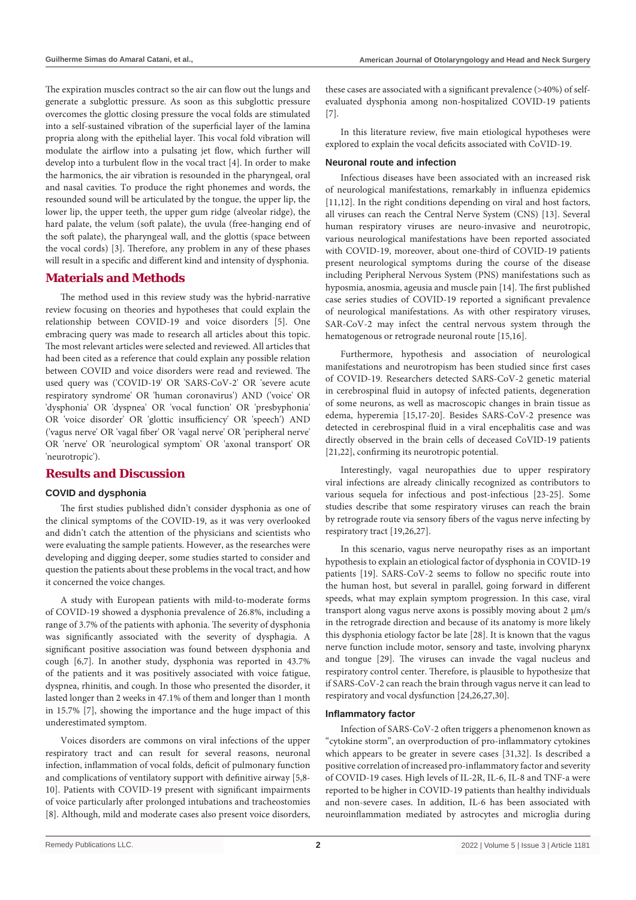The expiration muscles contract so the air can flow out the lungs and generate a subglottic pressure. As soon as this subglottic pressure overcomes the glottic closing pressure the vocal folds are stimulated into a self-sustained vibration of the superficial layer of the lamina propria along with the epithelial layer. This vocal fold vibration will modulate the airflow into a pulsating jet flow, which further will develop into a turbulent flow in the vocal tract [4]. In order to make the harmonics, the air vibration is resounded in the pharyngeal, oral and nasal cavities. To produce the right phonemes and words, the resounded sound will be articulated by the tongue, the upper lip, the lower lip, the upper teeth, the upper gum ridge (alveolar ridge), the hard palate, the velum (soft palate), the uvula (free-hanging end of the soft palate), the pharyngeal wall, and the glottis (space between the vocal cords) [3]. Therefore, any problem in any of these phases will result in a specific and different kind and intensity of dysphonia.

## Materials and Methods

The method used in this review study was the hybrid-narrative review focusing on theories and hypotheses that could explain the relationship between COVID-19 and voice disorders [5]. One embracing query was made to research all articles about this topic. The most relevant articles were selected and reviewed. All articles that had been cited as a reference that could explain any possible relation between COVID and voice disorders were read and reviewed. The used query was ('COVID-19' OR 'SARS-CoV-2' OR 'severe acute respiratory syndrome' OR 'human coronavirus') AND ('voice' OR 'dysphonia' OR 'dyspnea' OR 'vocal function' OR 'presbyphonia' OR 'voice disorder' OR 'glottic insufficiency' OR 'speech') AND ('vagus nerve' OR 'vagal fiber' OR 'vagal nerve' OR 'peripheral nerve' OR 'nerve' OR 'neurological symptom' OR 'axonal transport' OR 'neurotropic').

## Results and Discussion

### COVID and dysphonia

The first studies published didn't consider dysphonia as one of the clinical symptoms of the COVID-19, as it was very overlooked and didn't catch the attention of the physicians and scientists who were evaluating the sample patients. However, as the researches were developing and digging deeper, some studies started to consider and question the patients about these problems in the vocal tract, and how it concerned the voice changes.

A study with European patients with mild-to-moderate forms of COVID-19 showed a dysphonia prevalence of 26.8%, including a range of 3.7% of the patients with aphonia. The severity of dysphonia was significantly associated with the severity of dysphagia. A significant positive association was found between dysphonia and cough [6,7]. In another study, dysphonia was reported in 43.7% of the patients and it was positively associated with voice fatigue, dyspnea, rhinitis, and cough. In those who presented the disorder, it lasted longer than 2 weeks in 47.1% of them and longer than 1 month in 15.7% [7], showing the importance and the huge impact of this underestimated symptom.

Voices disorders are commons on viral infections of the upper respiratory tract and can result for several reasons, neuronal infection, inflammation of vocal folds, deficit of pulmonary function and complications of ventilatory support with definitive airway [5,8-10]. Patients with COVID-19 present with significant impairments of voice particularly after prolonged intubations and tracheostomies [8]. Although, mild and moderate cases also present voice disorders, these cases are associated with a significant prevalence (>40%) of self-evaluated dysphonia among non-hospitalized COVID-19 patients [7].

In this literature review, five main etiological hypotheses were explored to explain the vocal deficits associated with CoVID-19.

### Neuronal route and infection

Infectious diseases have been associated with an increased risk of neurological manifestations, remarkably in influenza epidemics [11,12]. In the right conditions depending on viral and host factors, all viruses can reach the Central Nerve System (CNS) [13]. Several human respiratory viruses are neuro-invasive and neurotropic, various neurological manifestations have been reported associated with COVID-19, moreover, about one-third of COVID-19 patients present neurological symptoms during the course of the disease including Peripheral Nervous System (PNS) manifestations such as hyposmia, anosmia, ageusia and muscle pain [14]. The first published case series studies of COVID-19 reported a significant prevalence of neurological manifestations. As with other respiratory viruses, SARS-CoV-2 may infect the central nervous system through the hematogenous or retrograde neuronal route [15,16].

Furthermore, hypothesis and association of neurological manifestations and neurotropism has been studied since first cases of COVID-19. Researchers detected SARS-CoV-2 genetic material in cerebrospinal fluid in autopsy of infected patients, degeneration of some neurons, as well as macroscopic changes in brain tissue as edema, hyperemia [15,17-20]. Besides SARS-CoV-2 presence was detected in cerebrospinal fluid in a viral encephalitis case and was directly observed in the brain cells of deceased CoVID-19 patients [21,22], confirming its neurotropic potential.

Interestingly, vagal neuropathies due to upper respiratory viral infections are already clinically recognized as contributors to various sequela for infectious and post-infectious [23-25]. Some studies describe that some respiratory viruses can reach the brain by retrograde route via sensory fibers of the vagus nerve infecting by respiratory tract [19,26,27].

In this scenario, vagus nerve neuropathy rises as an important hypothesis to explain an etiological factor of dysphonia in COVID-19 patients [19]. SARS-CoV-2 seems to follow no specific route into the human host, but several in parallel, going forward in different speeds, what may explain symptom progression. In this case, viral transport along vagus nerve axons is possibly moving about 2 μm/s in the retrograde direction and because of its anatomy is more likely this dysphonia etiology factor be late [28]. It is known that the vagus nerve function include motor, sensory and taste, involving pharynx and tongue [29]. The viruses can invade the vagal nucleus and respiratory control center. Therefore, is plausible to hypothesize that if SARS-CoV-2 can reach the brain through vagus nerve it can lead to respiratory and vocal dysfunction [24,26,27,30].

### Inflammatory factor

Infection of SARS-CoV-2 often triggers a phenomenon known as "cytokine storm", an overproduction of pro-inflammatory cytokines which appears to be greater in severe cases [31,32]. Is described a positive correlation of increased pro-inflammatory factor and severity of COVID-19 cases. High levels of IL-2R, IL-6, IL-8 and TNF-a were reported to be higher in COVID-19 patients than healthy individuals and non-severe cases. In addition, IL-6 has been associated with neuroinflammation mediated by astrocytes and microglia during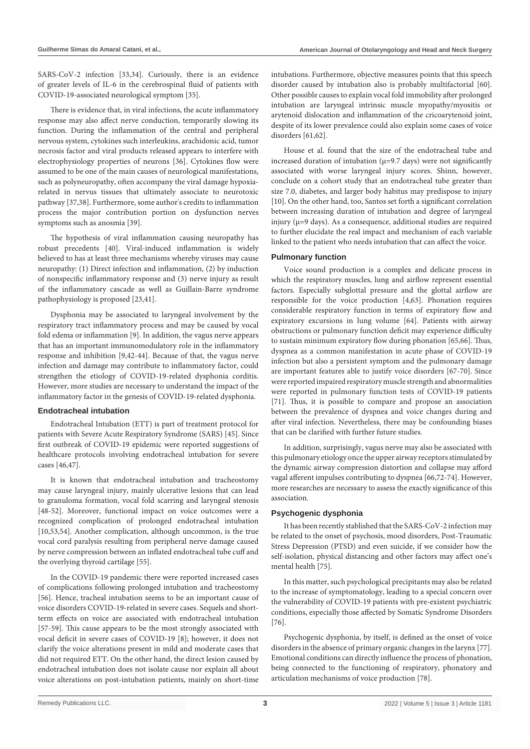SARS-CoV-2 infection [33,34]. Curiously, there is an evidence of greater levels of IL-6 in the cerebrospinal fluid of patients with COVID-19-associated neurological symptom [35].

There is evidence that, in viral infections, the acute inflammatory response may also affect nerve conduction, temporarily slowing its function. During the inflammation of the central and peripheral nervous system, cytokines such interleukins, arachidonic acid, tumor necrosis factor and viral products released appears to interfere with electrophysiology properties of neurons [36]. Cytokines flow were assumed to be one of the main causes of neurological manifestations, such as polyneuropathy, often accompany the viral damage hypoxia-related in nervus tissues that ultimately associate to neurotoxic pathway [37,38]. Furthermore, some author's credits to inflammation process the major contribution portion on dysfunction nerves symptoms such as anosmia [39].

The hypothesis of viral inflammation causing neuropathy has robust precedents [40]. Viral-induced inflammation is widely believed to has at least three mechanisms whereby viruses may cause neuropathy: (1) Direct infection and inflammation, (2) by induction of nonspecific inflammatory response and (3) nerve injury as result of the inflammatory cascade as well as Guillain-Barre syndrome pathophysiology is proposed [23,41].

Dysphonia may be associated to laryngeal involvement by the respiratory tract inflammatory process and may be caused by vocal fold edema or inflammation [9]. In addition, the vagus nerve appears that has an important immunomodulatory role in the inflammatory response and inhibition [9,42-44]. Because of that, the vagus nerve infection and damage may contribute to inflammatory factor, could strengthen the etiology of COVID-19-related dysphonia corditis. However, more studies are necessary to understand the impact of the inflammatory factor in the genesis of COVID-19-related dysphonia.

### Endotracheal intubation

Endotracheal Intubation (ETT) is part of treatment protocol for patients with Severe Acute Respiratory Syndrome (SARS) [45]. Since first outbreak of COVID-19 epidemic were reported suggestions of healthcare protocols involving endotracheal intubation for severe cases [46,47].

It is known that endotracheal intubation and tracheostomy may cause laryngeal injury, mainly ulcerative lesions that can lead to granuloma formation, vocal fold scarring and laryngeal stenosis [48-52]. Moreover, functional impact on voice outcomes were a recognized complication of prolonged endotracheal intubation [10,53,54]. Another complication, although uncommon, is the true vocal cord paralysis resulting from peripheral nerve damage caused by nerve compression between an inflated endotracheal tube cuff and the overlying thyroid cartilage [55].

In the COVID-19 pandemic there were reported increased cases of complications following prolonged intubation and tracheostomy [56]. Hence, tracheal intubation seems to be an important cause of voice disorders COVID-19-related in severe cases. Sequels and short-term effects on voice are associated with endotracheal intubation [57-59]. This cause appears to be the most strongly associated with vocal deficit in severe cases of COVID-19 [8]; however, it does not clarify the voice alterations present in mild and moderate cases that did not required ETT. On the other hand, the direct lesion caused by endotracheal intubation does not isolate cause nor explain all about voice alterations on post-intubation patients, mainly on short-time intubations. Furthermore, objective measures points that this speech disorder caused by intubation also is probably multifactorial [60]. Other possible causes to explain vocal fold immobility after prolonged intubation are laryngeal intrinsic muscle myopathy/myositis or arytenoid dislocation and inflammation of the cricoarytenoid joint, despite of its lower prevalence could also explain some cases of voice disorders [61,62].

House et al. found that the size of the endotracheal tube and increased duration of intubation ($\mu$=9.7 days) were not significantly associated with worse laryngeal injury scores. Shinn, however, conclude on a cohort study that an endotracheal tube greater than size 7.0, diabetes, and larger body habitus may predispose to injury [10]. On the other hand, too, Santos set forth a significant correlation between increasing duration of intubation and degree of laryngeal injury ($\mu$=9 days). As a consequence, additional studies are required to further elucidate the real impact and mechanism of each variable linked to the patient who needs intubation that can affect the voice.

### Pulmonary function

Voice sound production is a complex and delicate process in which the respiratory muscles, lung and airflow represent essential factors. Especially subglottal pressure and the glottal airflow are responsible for the voice production [4,63]. Phonation requires considerable respiratory function in terms of expiratory flow and expiratory excursions in lung volume [64]. Patients with airway obstructions or pulmonary function deficit may experience difficulty to sustain minimum expiratory flow during phonation [65,66]. Thus, dyspnea as a common manifestation in acute phase of COVID-19 infection but also a persistent symptom and the pulmonary damage are important features able to justify voice disorders [67-70]. Since were reported impaired respiratory muscle strength and abnormalities were reported in pulmonary function tests of COVID-19 patients [71]. Thus, it is possible to compare and propose an association between the prevalence of dyspnea and voice changes during and after viral infection. Nevertheless, there may be confounding biases that can be clarified with further future studies.

In addition, surprisingly, vagus nerve may also be associated with this pulmonary etiology once the upper airway receptors stimulated by the dynamic airway compression distortion and collapse may afford vagal afferent impulses contributing to dyspnea [66,72-74]. However, more researches are necessary to assess the exactly significance of this association.

### Psychogenic dysphonia

It has been recently stablished that the SARS-CoV-2 infection may be related to the onset of psychosis, mood disorders, Post-Traumatic Stress Depression (PTSD) and even suicide, if we consider how the self-isolation, physical distancing and other factors may affect one's mental health [75].

In this matter, such psychological precipitants may also be related to the increase of symptomatology, leading to a special concern over the vulnerability of COVID-19 patients with pre-existent psychiatric conditions, especially those affected by Somatic Syndrome Disorders [76].

Psychogenic dysphonia, by itself, is defined as the onset of voice disorders in the absence of primary organic changes in the larynx [77]. Emotional conditions can directly influence the process of phonation, being connected to the functioning of respiratory, phonatory and articulation mechanisms of voice production [78].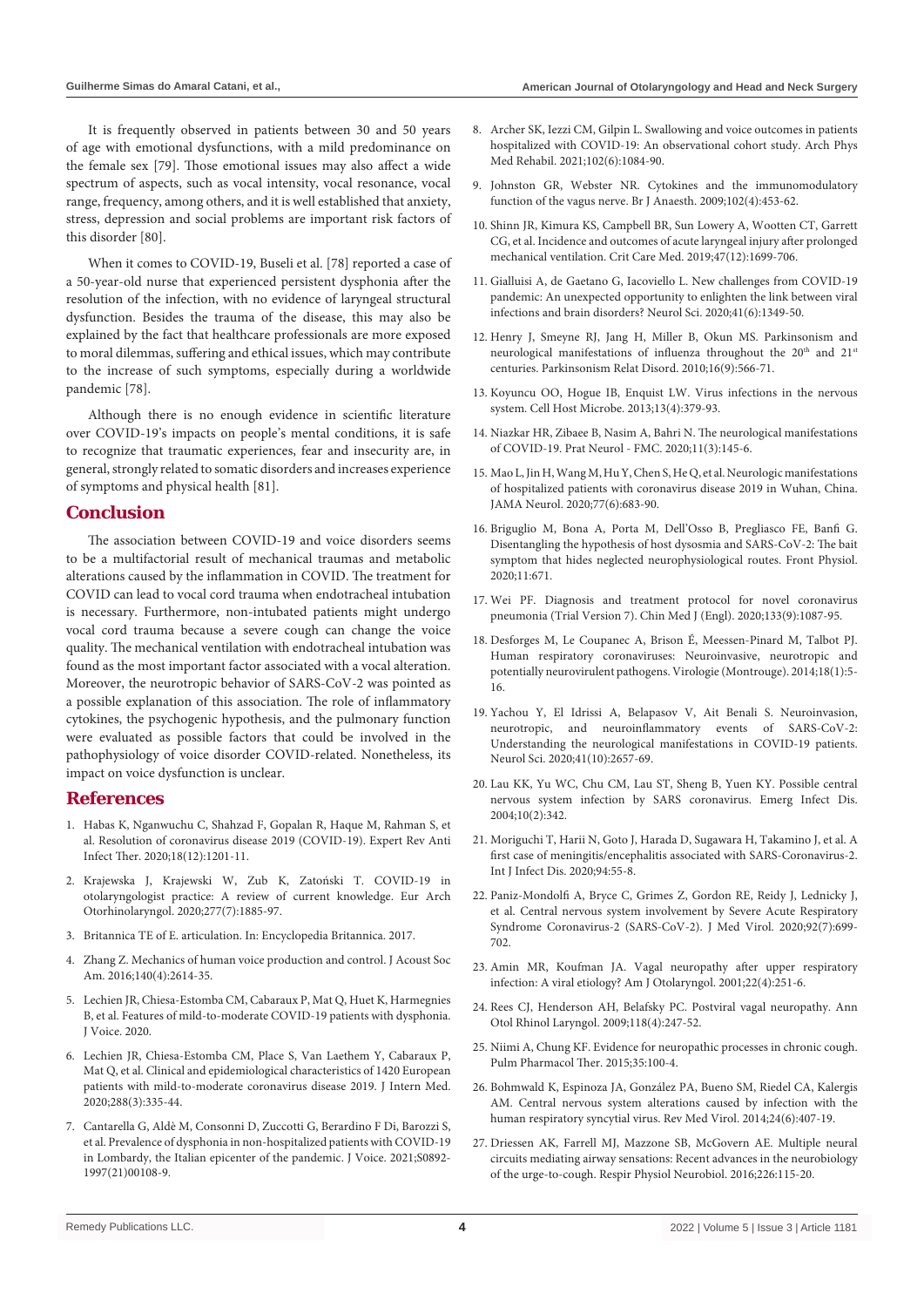It is frequently observed in patients between 30 and 50 years of age with emotional dysfunctions, with a mild predominance on the female sex [79]. Those emotional issues may also affect a wide spectrum of aspects, such as vocal intensity, vocal resonance, vocal range, frequency, among others, and it is well established that anxiety, stress, depression and social problems are important risk factors of this disorder [80].

When it comes to COVID-19, Buseli et al. [78] reported a case of a 50-year-old nurse that experienced persistent dysphonia after the resolution of the infection, with no evidence of laryngeal structural dysfunction. Besides the trauma of the disease, this may also be explained by the fact that healthcare professionals are more exposed to moral dilemmas, suffering and ethical issues, which may contribute to the increase of such symptoms, especially during a worldwide pandemic [78].

Although there is no enough evidence in scientific literature over COVID-19's impacts on people's mental conditions, it is safe to recognize that traumatic experiences, fear and insecurity are, in general, strongly related to somatic disorders and increases experience of symptoms and physical health [81].

## Conclusion

The association between COVID-19 and voice disorders seems to be a multifactorial result of mechanical traumas and metabolic alterations caused by the inflammation in COVID. The treatment for COVID can lead to vocal cord trauma when endotracheal intubation is necessary. Furthermore, non-intubated patients might undergo vocal cord trauma because a severe cough can change the voice quality. The mechanical ventilation with endotracheal intubation was found as the most important factor associated with a vocal alteration. Moreover, the neurotropic behavior of SARS-CoV-2 was pointed as a possible explanation of this association. The role of inflammatory cytokines, the psychogenic hypothesis, and the pulmonary function were evaluated as possible factors that could be involved in the pathophysiology of voice disorder COVID-related. Nonetheless, its impact on voice dysfunction is unclear.

## References

1. Habas K, Nganwuchu C, Shahzad F, Gopalan R, Haque M, Rahman S, et al. Resolution of coronavirus disease 2019 (COVID-19). Expert Rev Anti Infect Ther. 2020;18(12):1201-11.
2. Krajewska J, Krajewski W, Zub K, Zatoński T. COVID-19 in otolaryngologist practice: A review of current knowledge. Eur Arch Otorhinolaryngol. 2020;277(7):1885-97.
3. Britannica TE of E. articulation. In: Encyclopedia Britannica. 2017.
4. Zhang Z. Mechanics of human voice production and control. J Acoust Soc Am. 2016;140(4):2614-35.
5. Lechien JR, Chiesa-Estomba CM, Cabaraux P, Mat Q, Huet K, Harmegnies B, et al. Features of mild-to-moderate COVID-19 patients with dysphonia. J Voice. 2020.
6. Lechien JR, Chiesa-Estomba CM, Place S, Van Laethem Y, Cabaraux P, Mat Q, et al. Clinical and epidemiological characteristics of 1420 European patients with mild-to-moderate coronavirus disease 2019. J Intern Med. 2020;288(3):335-44.
7. Cantarella G, Aldè M, Consonni D, Zuccotti G, Berardino F Di, Barozzi S, et al. Prevalence of dysphonia in non-hospitalized patients with COVID-19 in Lombardy, the Italian epicenter of the pandemic. J Voice. 2021;S0892-1997(21)00108-9.
8. Archer SK, Iezzi CM, Gilpin L. Swallowing and voice outcomes in patients hospitalized with COVID-19: An observational cohort study. Arch Phys Med Rehabil. 2021;102(6):1084-90.
9. Johnston GR, Webster NR. Cytokines and the immunomodulatory function of the vagus nerve. Br J Anaesth. 2009;102(4):453-62.
10. Shinn JR, Kimura KS, Campbell BR, Sun Lowery A, Wootten CT, Garrett CG, et al. Incidence and outcomes of acute laryngeal injury after prolonged mechanical ventilation. Crit Care Med. 2019;47(12):1699-706.
11. Gialluisi A, de Gaetano G, Iacoviello L. New challenges from COVID-19 pandemic: An unexpected opportunity to enlighten the link between viral infections and brain disorders? Neurol Sci. 2020;41(6):1349-50.
12. Henry J, Smeyne RJ, Jang H, Miller B, Okun MS. Parkinsonism and neurological manifestations of influenza throughout the 20th and 21st centuries. Parkinsonism Relat Disord. 2010;16(9):566-71.
13. Koyuncu OO, Hogue IB, Enquist LW. Virus infections in the nervous system. Cell Host Microbe. 2013;13(4):379-93.
14. Niazkar HR, Zibaee B, Nasim A, Bahri N. The neurological manifestations of COVID-19. Prat Neurol - FMC. 2020;11(3):145-6.
15. Mao L, Jin H, Wang M, Hu Y, Chen S, He Q, et al. Neurologic manifestations of hospitalized patients with coronavirus disease 2019 in Wuhan, China. JAMA Neurol. 2020;77(6):683-90.
16. Briguglio M, Bona A, Porta M, Dell'Osso B, Pregliasco FE, Banfi G. Disentangling the hypothesis of host dysosmia and SARS-CoV-2: The bait symptom that hides neglected neurophysiological routes. Front Physiol. 2020;11:671.
17. Wei PF. Diagnosis and treatment protocol for novel coronavirus pneumonia (Trial Version 7). Chin Med J (Engl). 2020;133(9):1087-95.
18. Desforges M, Le Coupanec A, Brison É, Meessen-Pinard M, Talbot PJ. Human respiratory coronaviruses: Neuroinvasive, neurotropic and potentially neurovirulent pathogens. Virologie (Montrouge). 2014;18(1):5-16.
19. Yachou Y, El Idrissi A, Belapasov V, Ait Benali S. Neuroinvasion, neurotropic, and neuroinflammatory events of SARS-CoV-2: Understanding the neurological manifestations in COVID-19 patients. Neurol Sci. 2020;41(10):2657-69.
20. Lau KK, Yu WC, Chu CM, Lau ST, Sheng B, Yuen KY. Possible central nervous system infection by SARS coronavirus. Emerg Infect Dis. 2004;10(2):342.
21. Moriguchi T, Harii N, Goto J, Harada D, Sugawara H, Takamino J, et al. A first case of meningitis/encephalitis associated with SARS-Coronavirus-2. Int J Infect Dis. 2020;94:55-8.
22. Paniz-Mondolfi A, Bryce C, Grimes Z, Gordon RE, Reidy J, Lednicky J, et al. Central nervous system involvement by Severe Acute Respiratory Syndrome Coronavirus-2 (SARS-CoV-2). J Med Virol. 2020;92(7):699-702.
23. Amin MR, Koufman JA. Vagal neuropathy after upper respiratory infection: A viral etiology? Am J Otolaryngol. 2001;22(4):251-6.
24. Rees CJ, Henderson AH, Belafsky PC. Postviral vagal neuropathy. Ann Otol Rhinol Laryngol. 2009;118(4):247-52.
25. Niimi A, Chung KF. Evidence for neuropathic processes in chronic cough. Pulm Pharmacol Ther. 2015;35:100-4.
26. Bohmwald K, Espinoza JA, González PA, Bueno SM, Riedel CA, Kalergis AM. Central nervous system alterations caused by infection with the human respiratory syncytial virus. Rev Med Virol. 2014;24(6):407-19.
27. Driessen AK, Farrell MJ, Mazzone SB, McGovern AE. Multiple neural circuits mediating airway sensations: Recent advances in the neurobiology of the urge-to-cough. Respir Physiol Neurobiol. 2016;226:115-20.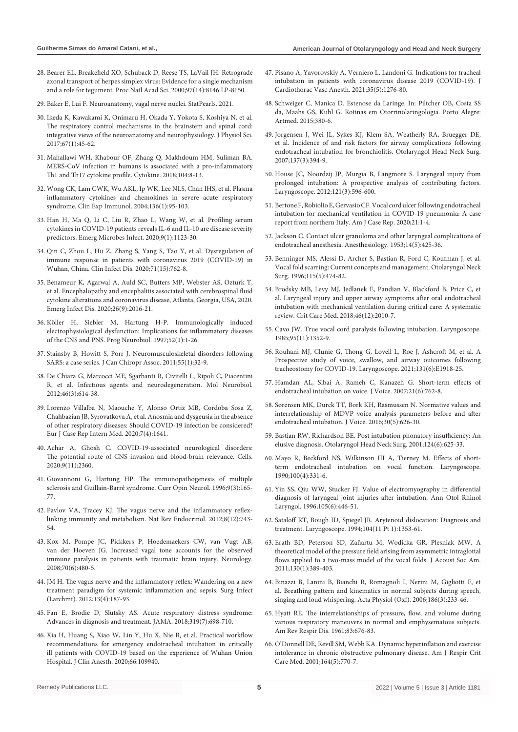28. Bearer EL, Breakefield XO, Schuback D, Reese TS, LaVail JH. Retrograde axonal transport of herpes simplex virus: Evidence for a single mechanism and a role for tegument. Proc Natl Acad Sci. 2000;97(14):8146 LP-8150.

29. Baker E, Lui F. Neuroanatomy, vagal nerve nuclei. StatPearls. 2021.

30. Ikeda K, Kawakami K, Onimaru H, Okada Y, Yokota S, Koshiya N, et al. The respiratory control mechanisms in the brainstem and spinal cord: integrative views of the neuroanatomy and neurophysiology. J Physiol Sci. 2017;67(1):45-62.

31. Mahallawi WH, Khabour OF, Zhang Q, Makhdoum HM, Suliman BA. MERS-CoV infection in humans is associated with a pro-inflammatory Th1 and Th17 cytokine profile. Cytokine. 2018;104:8-13.

32. Wong CK, Lam CWK, Wu AKL, Ip WK, Lee NLS, Chan IHS, et al. Plasma inflammatory cytokines and chemokines in severe acute respiratory syndrome. Clin Exp Immunol. 2004;136(1):95-103.

33. Han H, Ma Q, Li C, Liu R, Zhao L, Wang W, et al. Profiling serum cytokines in COVID-19 patients reveals IL-6 and IL-10 are disease severity predictors. Emerg Microbes Infect. 2020;9(1):1123-30.

34. Qin C, Zhou L, Hu Z, Zhang S, Yang S, Tao Y, et al. Dysregulation of immune response in patients with coronavirus 2019 (COVID-19) in Wuhan, China. Clin Infect Dis. 2020;71(15):762-8.

35. Benameur K, Agarwal A, Auld SC, Butters MP, Webster AS, Ozturk T, et al. Encephalopathy and encephalitis associated with cerebrospinal fluid cytokine alterations and coronavirus disease, Atlanta, Georgia, USA, 2020. Emerg Infect Dis. 2020;26(9):2016-21.

36. Köller H, Siebler M, Hartung H-P. Immunologically induced electrophysiological dysfunction: Implications for inflammatory diseases of the CNS and PNS. Prog Neurobiol. 1997;52(1):1-26.

37. Stainsby B, Howitt S, Porr J. Neuromusculoskeletal disorders following SARS: a case series. J Can Chiropr Assoc. 2011;55(1):32-9.

38. De Chiara G, Marcocci ME, Sgarbanti R, Civitelli L, Ripoli C, Piacentini R, et al. Infectious agents and neurodegeneration. Mol Neurobiol. 2012;46(3):614-38.

39. Lorenzo Villalba N, Maouche Y, Alonso Ortiz MB, Cordoba Sosa Z, Chahbazian JB, Syrovatkova A, et al. Anosmia and dysgeusia in the absence of other respiratory diseases: Should COVID-19 infection be considered? Eur J Case Rep Intern Med. 2020;7(4):1641.

40. Achar A, Ghosh C. COVID-19-associated neurological disorders: The potential route of CNS invasion and blood-brain relevance. Cells. 2020;9(11):2360.

41. Giovannoni G, Hartung HP. The immunopathogenesis of multiple sclerosis and Guillain-Barré syndrome. Curr Opin Neurol. 1996;9(3):165-77.

42. Pavlov VA, Tracey KJ. The vagus nerve and the inflammatory reflex-linking immunity and metabolism. Nat Rev Endocrinol. 2012;8(12):743-54.

43. Kox M, Pompe JC, Pickkers P, Hoedemaekers CW, van Vugt AB, van der Hoeven JG. Increased vagal tone accounts for the observed immune paralysis in patients with traumatic brain injury. Neurology. 2008;70(6):480-5.

44. JM H. The vagus nerve and the inflammatory reflex: Wandering on a new treatment paradigm for systemic inflammation and sepsis. Surg Infect (Larchmt). 2012;13(4):187-93.

45. Fan E, Brodie D, Slutsky AS. Acute respiratory distress syndrome: Advances in diagnosis and treatment. JAMA. 2018;319(7):698-710.

46. Xia H, Huang S, Xiao W, Lin Y, Hu X, Nie B, et al. Practical workflow recommendations for emergency endotracheal intubation in critically ill patients with COVID-19 based on the experience of Wuhan Union Hospital. J Clin Anesth. 2020;66:109940.

47. Pisano A, Yavorovskiy A, Verniero L, Landoni G. Indications for tracheal intubation in patients with coronavirus disease 2019 (COVID-19). J Cardiothorac Vasc Anesth. 2021;35(5):1276-80.

48. Schweiger C, Manica D. Estenose da Laringe. In: Piltcher OB, Costa SS da, Maahs GS, Kuhl G. Rotinas em Otorrinolaringologia. Porto Alegre: Artmed. 2015;380-6.

49. Jorgensen J, Wei JL, Sykes KJ, Klem SA, Weatherly RA, Bruegger DE, et al. Incidence of and risk factors for airway complications following endotracheal intubation for bronchiolitis. Otolaryngol Head Neck Surg. 2007;137(3):394-9.

50. House JC, Noordzij JP, Murgia B, Langmore S. Laryngeal injury from prolonged intubation: A prospective analysis of contributing factors. Laryngoscope. 2012;121(3):596-600.

51. Bertone F, Robiolio E, Gervasio CF. Vocal cord ulcer following endotracheal intubation for mechanical ventilation in COVID-19 pneumonia: A case report from northern Italy. Am J Case Rep. 2020;21:1-4.

52. Jackson C. Contact ulcer granuloma and other laryngeal complications of endotracheal anesthesia. Anesthesiology. 1953;14(5):425-36.

53. Benninger MS, Alessi D, Archer S, Bastian R, Ford C, Koufman J, et al. Vocal fold scarring: Current concepts and management. Otolaryngol Neck Surg. 1996;115(5):474-82.

54. Brodsky MB, Levy MJ, Jedlanek E, Pandian V, Blackford B, Price C, et al. Laryngeal injury and upper airway symptoms after oral endotracheal intubation with mechanical ventilation during critical care: A systematic review. Crit Care Med. 2018;46(12):2010-7.

55. Cavo JW. True vocal cord paralysis following intubation. Laryngoscope. 1985;95(11):1352-9.

56. Rouhani MJ, Clunie G, Thong G, Lovell L, Roe J, Ashcroft M, et al. A Prospective study of voice, swallow, and airway outcomes following tracheostomy for COVID-19. Laryngoscope. 2021;131(6):E1918-25.

57. Hamdan AL, Sibai A, Rameh C, Kanazeh G. Short-term effects of endotracheal intubation on voice. J Voice. 2007;21(6):762-8.

58. Sørensen MK, Durck TT, Bork KH, Rasmussen N. Normative values and interrelationship of MDVP voice analysis parameters before and after endotracheal intubation. J Voice. 2016;30(5):626-30.

59. Bastian RW, Richardson BE. Post intubation phonatory insufficiency: An elusive diagnosis. Otolaryngol Head Neck Surg. 2001;124(6):625-33.

60. Mayo R, Beckford NS, Wilkinson III A, Tierney M. Effects of short-term endotracheal intubation on vocal function. Laryngoscope. 1990;100(4):331-6.

61. Yin SS, Qiu WW, Stucker FJ. Value of electromyography in differential diagnosis of laryngeal joint injuries after intubation. Ann Otol Rhinol Laryngol. 1996;105(6):446-51.

62. Sataloff RT, Bough ID, Spiegel JR. Arytenoid dislocation: Diagnosis and treatment. Laryngoscope. 1994;104(11 Pt 1):1353-61.

63. Erath BD, Peterson SD, Zañartu M, Wodicka GR, Plesniak MW. A theoretical model of the pressure field arising from asymmetric intraglottal flows applied to a two-mass model of the vocal folds. J Acoust Soc Am. 2011;130(1):389-403.

64. Binazzi B, Lanini B, Bianchi R, Romagnoli I, Nerini M, Gigliotti F, et al. Breathing pattern and kinematics in normal subjects during speech, singing and loud whispering. Acta Physiol (Oxf). 2006;186(3):233-46.

65. Hyatt RE. The interrelationships of pressure, flow, and volume during various respiratory maneuvers in normal and emphysematous subjects. Am Rev Respir Dis. 1961;83:676-83.

66. O'Donnell DE, Revill SM, Webb KA. Dynamic hyperinflation and exercise intolerance in chronic obstructive pulmonary disease. Am J Respir Crit Care Med. 2001;164(5):770-7.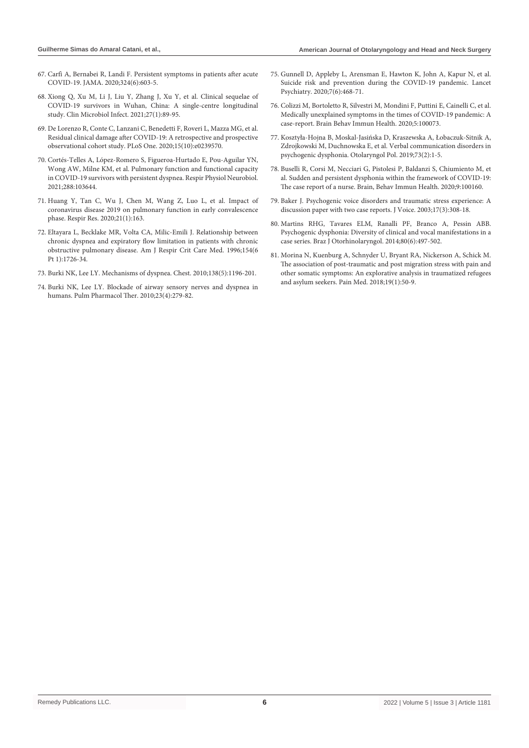67. Carfì A, Bernabei R, Landi F. Persistent symptoms in patients after acute COVID-19. JAMA. 2020;324(6):603-5.

68. Xiong Q, Xu M, Li J, Liu Y, Zhang J, Xu Y, et al. Clinical sequelae of COVID-19 survivors in Wuhan, China: A single-centre longitudinal study. Clin Microbiol Infect. 2021;27(1):89-95.

69. De Lorenzo R, Conte C, Lanzani C, Benedetti F, Roveri L, Mazza MG, et al. Residual clinical damage after COVID-19: A retrospective and prospective observational cohort study. PLoS One. 2020;15(10):e0239570.

70. Cortés-Telles A, López-Romero S, Figueroa-Hurtado E, Pou-Aguilar YN, Wong AW, Milne KM, et al. Pulmonary function and functional capacity in COVID-19 survivors with persistent dyspnea. Respir Physiol Neurobiol. 2021;288:103644.

71. Huang Y, Tan C, Wu J, Chen M, Wang Z, Luo L, et al. Impact of coronavirus disease 2019 on pulmonary function in early convalescence phase. Respir Res. 2020;21(1):163.

72. Eltayara L, Becklake MR, Volta CA, Milic-Emili J. Relationship between chronic dyspnea and expiratory flow limitation in patients with chronic obstructive pulmonary disease. Am J Respir Crit Care Med. 1996;154(6 Pt 1):1726-34.

73. Burki NK, Lee LY. Mechanisms of dyspnea. Chest. 2010;138(5):1196-201.

74. Burki NK, Lee LY. Blockade of airway sensory nerves and dyspnea in humans. Pulm Pharmacol Ther. 2010;23(4):279-82.

75. Gunnell D, Appleby L, Arensman E, Hawton K, John A, Kapur N, et al. Suicide risk and prevention during the COVID-19 pandemic. Lancet Psychiatry. 2020;7(6):468-71.

76. Colizzi M, Bortoletto R, Silvestri M, Mondini F, Puttini E, Cainelli C, et al. Medically unexplained symptoms in the times of COVID-19 pandemic: A case-report. Brain Behav Immun Health. 2020;5:100073.

77. Kosztyła-Hojna B, Moskal-Jasińska D, Kraszewska A, Łobaczuk-Sitnik A, Zdrojkowski M, Duchnowska E, et al. Verbal communication disorders in psychogenic dysphonia. Otolaryngol Pol. 2019;73(2):1-5.

78. Buselli R, Corsi M, Necciari G, Pistolesi P, Baldanzi S, Chiumiento M, et al. Sudden and persistent dysphonia within the framework of COVID-19: The case report of a nurse. Brain, Behav Immun Health. 2020;9:100160.

79. Baker J. Psychogenic voice disorders and traumatic stress experience: A discussion paper with two case reports. J Voice. 2003;17(3):308-18.

80. Martins RHG, Tavares ELM, Ranalli PF, Branco A, Pessin ABB. Psychogenic dysphonia: Diversity of clinical and vocal manifestations in a case series. Braz J Otorhinolaryngol. 2014;80(6):497-502.

81. Morina N, Kuenburg A, Schnyder U, Bryant RA, Nickerson A, Schick M. The association of post-traumatic and post migration stress with pain and other somatic symptoms: An explorative analysis in traumatized refugees and asylum seekers. Pain Med. 2018;19(1):50-9.